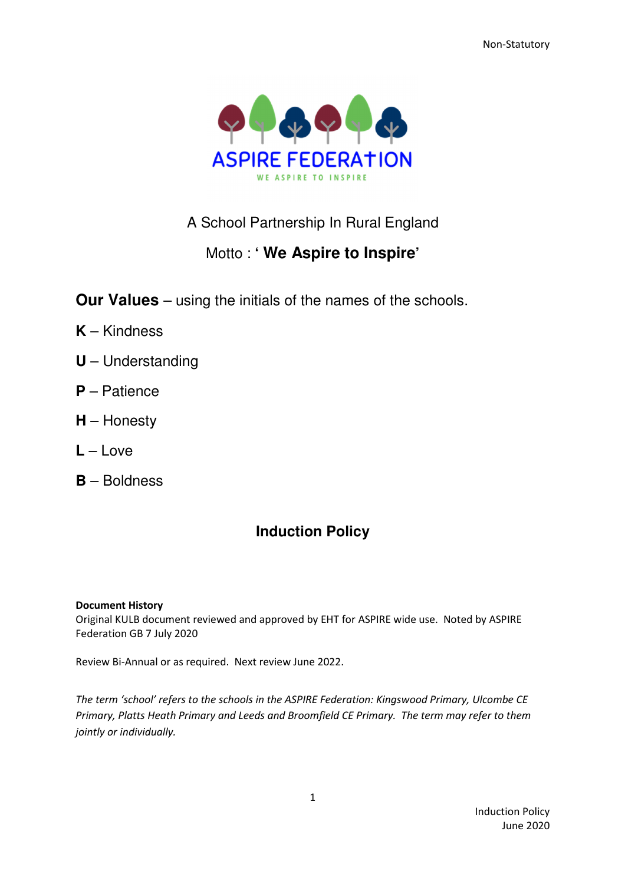Non-Statutory

ASPIRE FEDERATION

WE ASPIRE TO INSPIRE

A School Partnership In Rural England

Motto : ' **We Aspire to Inspire**'

**Our Values** – using the initials of the names of the schools.

**K** – Kindness

**U** – Understanding

**P** – Patience

**H** – Honesty

**L** – Love

**B** – Boldness

# Induction Policy

**Document History**
Original KULB document reviewed and approved by EHT for ASPIRE wide use. Noted by ASPIRE Federation GB 7 July 2020

Review Bi-Annual or as required. Next review June 2022.

*The term 'school' refers to the schools in the ASPIRE Federation: Kingswood Primary, Ulcombe CE Primary, Platts Heath Primary and Leeds and Broomfield CE Primary. The term may refer to them jointly or individually.*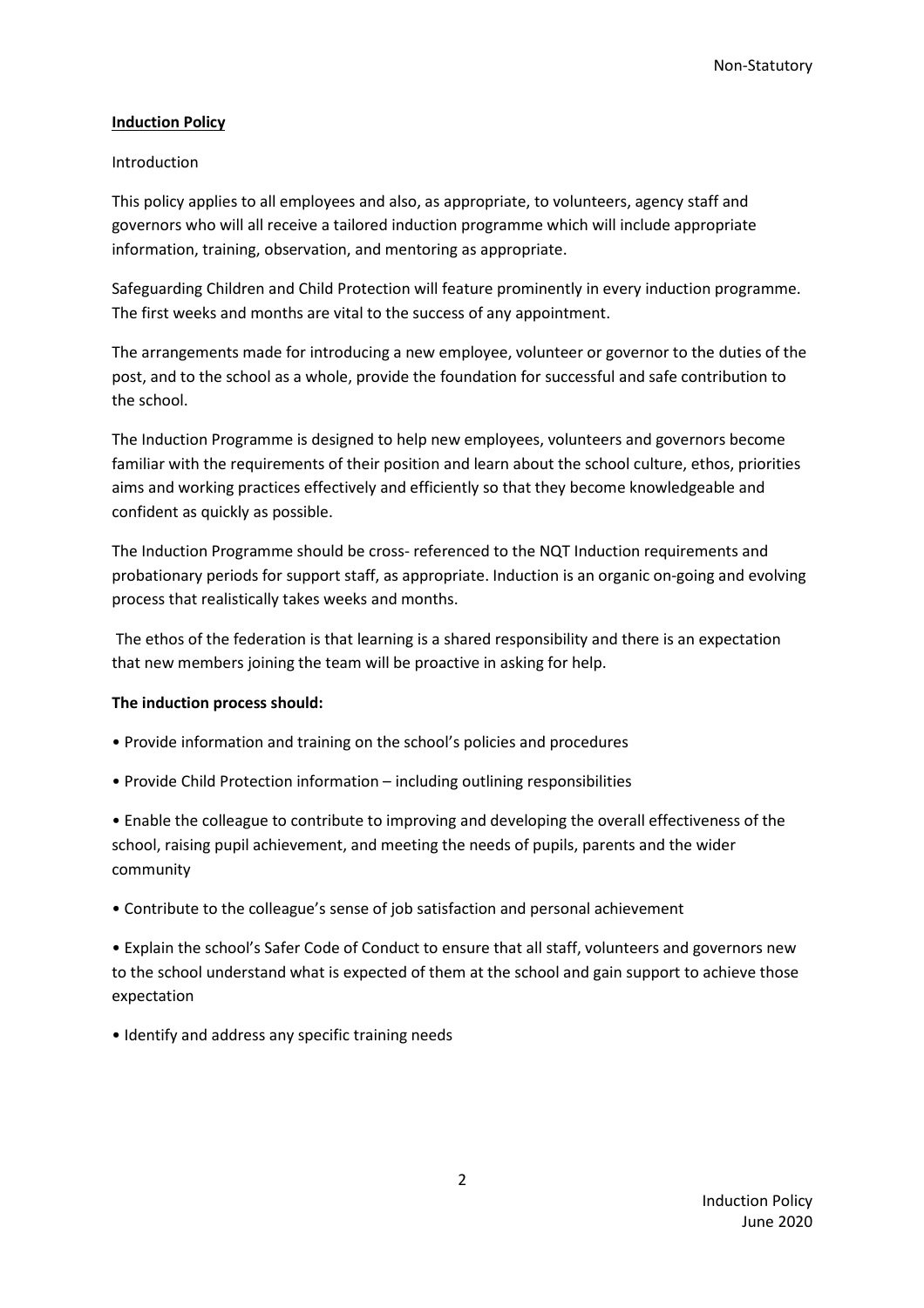**Induction Policy**

Introduction

This policy applies to all employees and also, as appropriate, to volunteers, agency staff and governors who will all receive a tailored induction programme which will include appropriate information, training, observation, and mentoring as appropriate.

Safeguarding Children and Child Protection will feature prominently in every induction programme. The first weeks and months are vital to the success of any appointment.

The arrangements made for introducing a new employee, volunteer or governor to the duties of the post, and to the school as a whole, provide the foundation for successful and safe contribution to the school.

The Induction Programme is designed to help new employees, volunteers and governors become familiar with the requirements of their position and learn about the school culture, ethos, priorities aims and working practices effectively and efficiently so that they become knowledgeable and confident as quickly as possible.

The Induction Programme should be cross- referenced to the NQT Induction requirements and probationary periods for support staff, as appropriate. Induction is an organic on-going and evolving process that realistically takes weeks and months.

The ethos of the federation is that learning is a shared responsibility and there is an expectation that new members joining the team will be proactive in asking for help.

**The induction process should:**

- Provide information and training on the school's policies and procedures
- Provide Child Protection information – including outlining responsibilities
- Enable the colleague to contribute to improving and developing the overall effectiveness of the school, raising pupil achievement, and meeting the needs of pupils, parents and the wider community
- Contribute to the colleague's sense of job satisfaction and personal achievement
- Explain the school's Safer Code of Conduct to ensure that all staff, volunteers and governors new to the school understand what is expected of them at the school and gain support to achieve those expectation
- Identify and address any specific training needs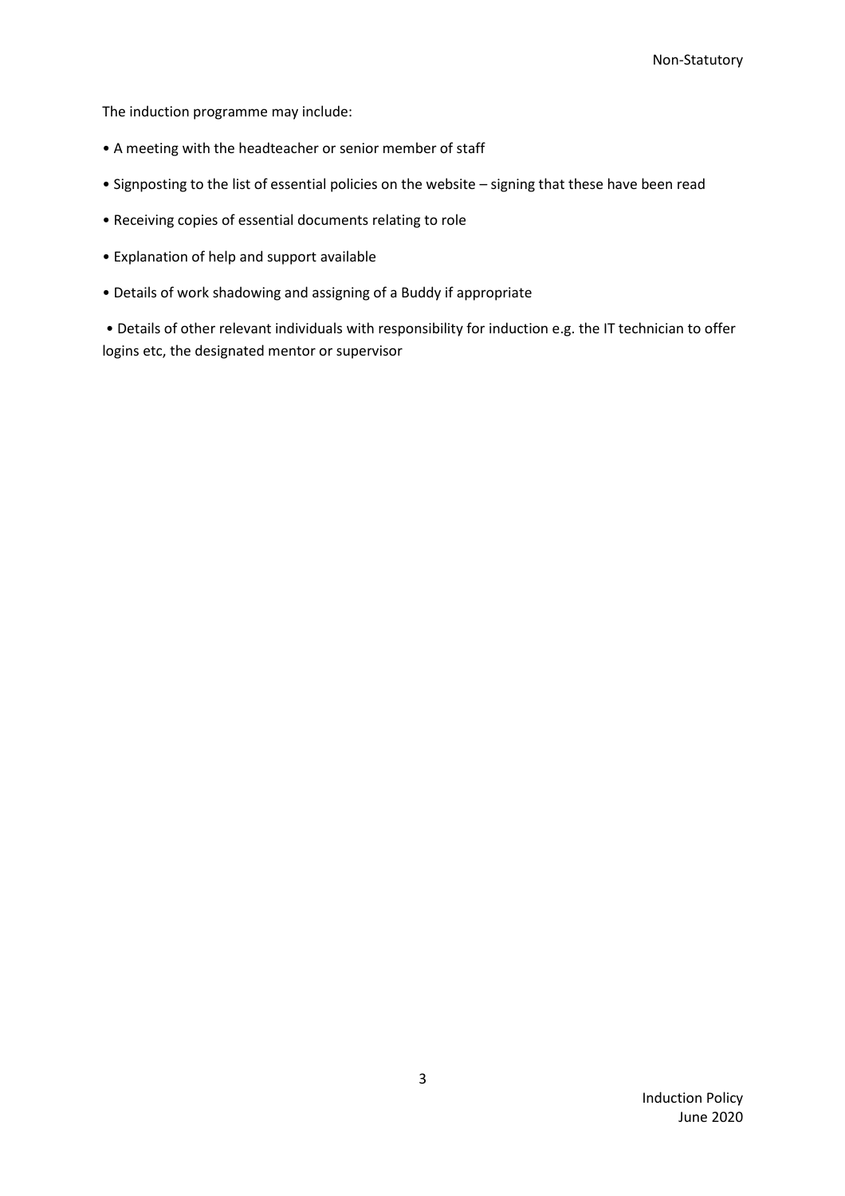The induction programme may include:

- A meeting with the headteacher or senior member of staff
- Signposting to the list of essential policies on the website – signing that these have been read
- Receiving copies of essential documents relating to role
- Explanation of help and support available
- Details of work shadowing and assigning of a Buddy if appropriate
- Details of other relevant individuals with responsibility for induction e.g. the IT technician to offer logins etc, the designated mentor or supervisor